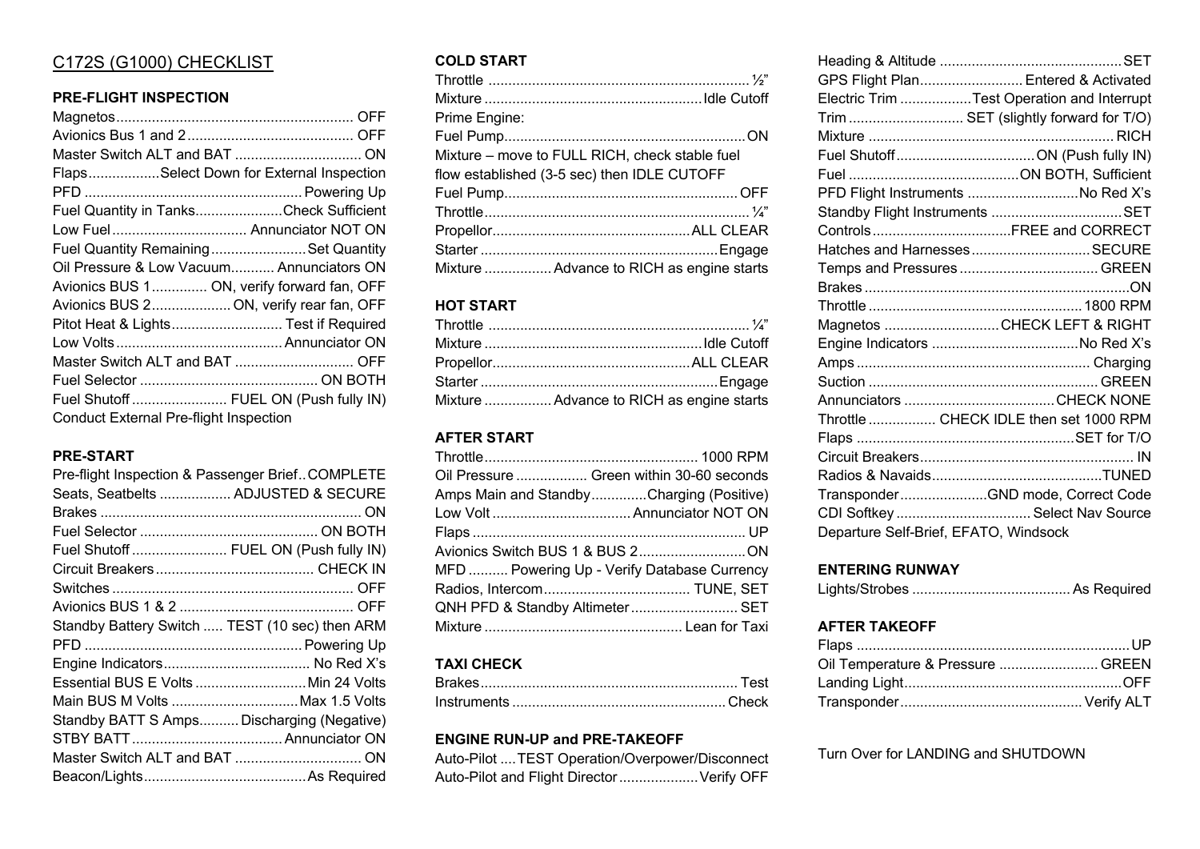# C172S (G1000) CHECKLIST

## PRE-FLIGHT INSPECTION

- Magnetos........................................................ OFF
- Avionics Bus 1 and 2........................................ OFF
- Master Switch ALT and BAT .............................. ON
- Flaps..................Select Down for External Inspection
- PFD ...................................................... Powering Up
- Fuel Quantity in Tanks......................Check Sufficient
- Low Fuel.................................. Annunciator NOT ON
- Fuel Quantity Remaining........................Set Quantity
- Oil Pressure & Low Vacuum........... Annunciators ON
- Avionics BUS 1.............. ON, verify forward fan, OFF
- Avionics BUS 2.................... ON, verify rear fan, OFF
- Pitot Heat & Lights............................ Test if Required
- Low Volts.......................................... Annunciator ON
- Master Switch ALT and BAT .............................. OFF
- Fuel Selector ............................................ ON BOTH
- Fuel Shutoff ........................ FUEL ON (Push fully IN)
- Conduct External Pre-flight Inspection

## PRE-START

- Pre-flight Inspection & Passenger Brief..COMPLETE
- Seats, Seatbelts .................. ADJUSTED & SECURE
- Brakes ................................................................. ON
- Fuel Selector ............................................ ON BOTH
- Fuel Shutoff ........................ FUEL ON (Push fully IN)
- Circuit Breakers........................................ CHECK IN
- Switches ............................................................ OFF
- Avionics BUS 1 & 2 ............................................ OFF
- Standby Battery Switch ..... TEST (10 sec) then ARM
- PFD ...................................................... Powering Up
- Engine Indicators..................................... No Red X's
- Essential BUS E Volts ............................Min 24 Volts
- Main BUS M Volts ................................Max 1.5 Volts
- Standby BATT S Amps.......... Discharging (Negative)
- STBY BATT...................................... Annunciator ON
- Master Switch ALT and BAT ................................ ON
- Beacon/Lights.........................................As Required

## COLD START

- Throttle ................................................................. ½"
- Mixture ......................................................Idle Cutoff
- Prime Engine:
- Fuel Pump............................................................ON
- Mixture – move to FULL RICH, check stable fuel flow established (3-5 sec) then IDLE CUTOFF
- Fuel Pump.......................................................... OFF
- Throttle.................................................................. ¼"
- Propellor.................................................ALL CLEAR
- Starter ............................................................Engage
- Mixture ................ Advance to RICH as engine starts

## HOT START

- Throttle ................................................................. ¼"
- Mixture ......................................................Idle Cutoff
- Propellor.................................................ALL CLEAR
- Starter ............................................................Engage
- Mixture ................ Advance to RICH as engine starts

## AFTER START

- Throttle...................................................... 1000 RPM
- Oil Pressure ................. Green within 30-60 seconds
- Amps Main and Standby.............Charging (Positive)
- Low Volt .................................. Annunciator NOT ON
- Flaps ..................................................................... UP
- Avionics Switch BUS 1 & BUS 2..........................ON
- MFD .......... Powering Up - Verify Database Currency
- Radios, Intercom..................................... TUNE, SET
- QNH PFD & Standby Altimeter........................... SET
- Mixture ................................................. Lean for Taxi

## TAXI CHECK

- Brakes................................................................ Test
- Instruments .....................................................Check

## ENGINE RUN-UP and PRE-TAKEOFF

- Auto-Pilot ....TEST Operation/Overpower/Disconnect
- Auto-Pilot and Flight Director....................Verify OFF
- Heading & Altitude .............................................SET
- GPS Flight Plan.......................... Entered & Activated
- Electric Trim ..................Test Operation and Interrupt
- Trim ............................ SET (slightly forward for T/O)
- Mixture .............................................................. RICH
- Fuel Shutoff ..................................ON (Push fully IN)
- Fuel ..........................................ON BOTH, Sufficient
- PFD Flight Instruments ...........................No Red X's
- Standby Flight Instruments ................................SET
- Controls ..................................FREE and CORRECT
- Hatches and Harnesses.............................SECURE
- Temps and Pressures .................................. GREEN
- Brakes .................................................................ON
- Throttle ..................................................... 1800 RPM
- Magnetos ............................CHECK LEFT & RIGHT
- Engine Indicators ....................................No Red X's
- Amps .......................................................... Charging
- Suction .......................................................... GREEN
- Annunciators .....................................CHECK NONE
- Throttle ................ CHECK IDLE then set 1000 RPM
- Flaps ......................................................SET for T/O
- Circuit Breakers..................................................... IN
- Radios & Navaids..........................................TUNED
- Transponder......................GND mode, Correct Code
- CDI Softkey .................................. Select Nav Source
- Departure Self-Brief, EFATO, Windsock

## ENTERING RUNWAY

- Lights/Strobes ........................................ As Required

## AFTER TAKEOFF

- Flaps ....................................................................UP
- Oil Temperature & Pressure ......................... GREEN
- Landing Light......................................................OFF
- Transponder............................................. Verify ALT

Turn Over for LANDING and SHUTDOWN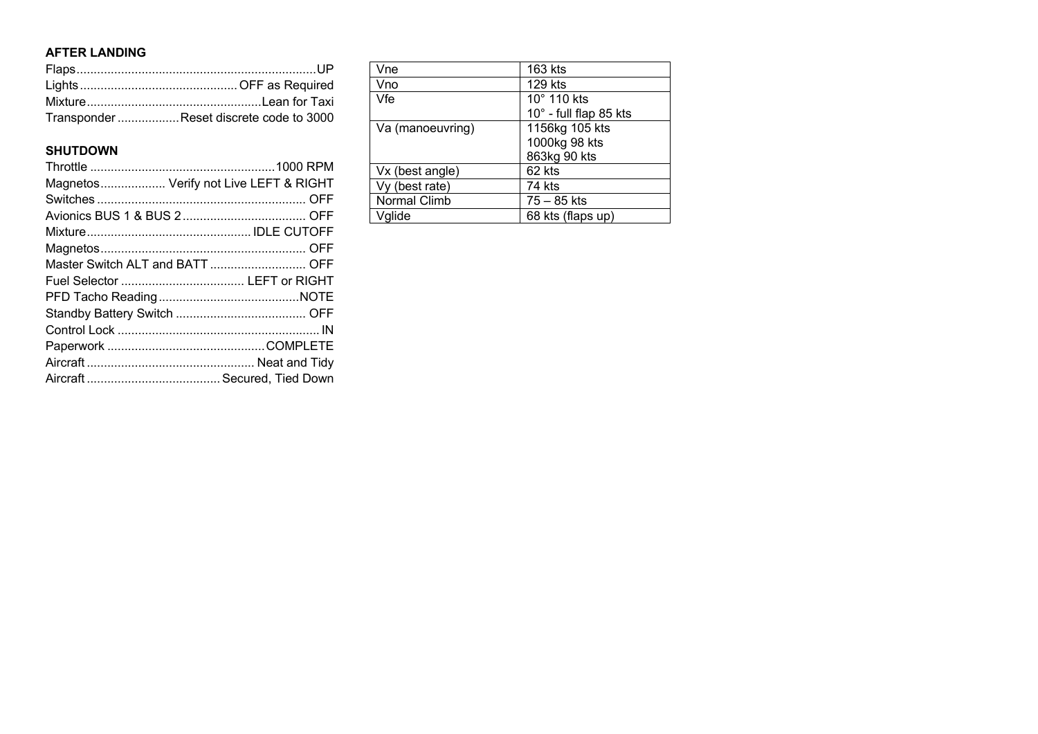## AFTER LANDING

Flaps....................................................................UP
Lights.............................................OFF as Required
Mixture..................................................Lean for Taxi
Transponder..................Reset discrete code to 3000

## SHUTDOWN

Throttle .....................................................1000 RPM
Magnetos................... Verify not Live LEFT & RIGHT
Switches ............................................................ OFF
Avionics BUS 1 & BUS 2.................................... OFF
Mixture................................................ IDLE CUTOFF
Magnetos........................................................... OFF
Master Switch ALT and BATT ............................ OFF
Fuel Selector .................................... LEFT or RIGHT
PFD Tacho Reading.........................................NOTE
Standby Battery Switch ...................................... OFF
Control Lock ........................................................... IN
Paperwork .............................................COMPLETE
Aircraft ................................................. Neat and Tidy
Aircraft .......................................Secured, Tied Down

| | |
|---|---|
| Vne | 163 kts |
| Vno | 129 kts |
| Vfe | 10° 110 kts<br>10° - full flap 85 kts |
| Va (manoeuvring) | 1156kg 105 kts<br>1000kg 98 kts<br>863kg 90 kts |
| Vx (best angle) | 62 kts |
| Vy (best rate) | 74 kts |
| Normal Climb | 75 – 85 kts |
| Vglide | 68 kts (flaps up) |